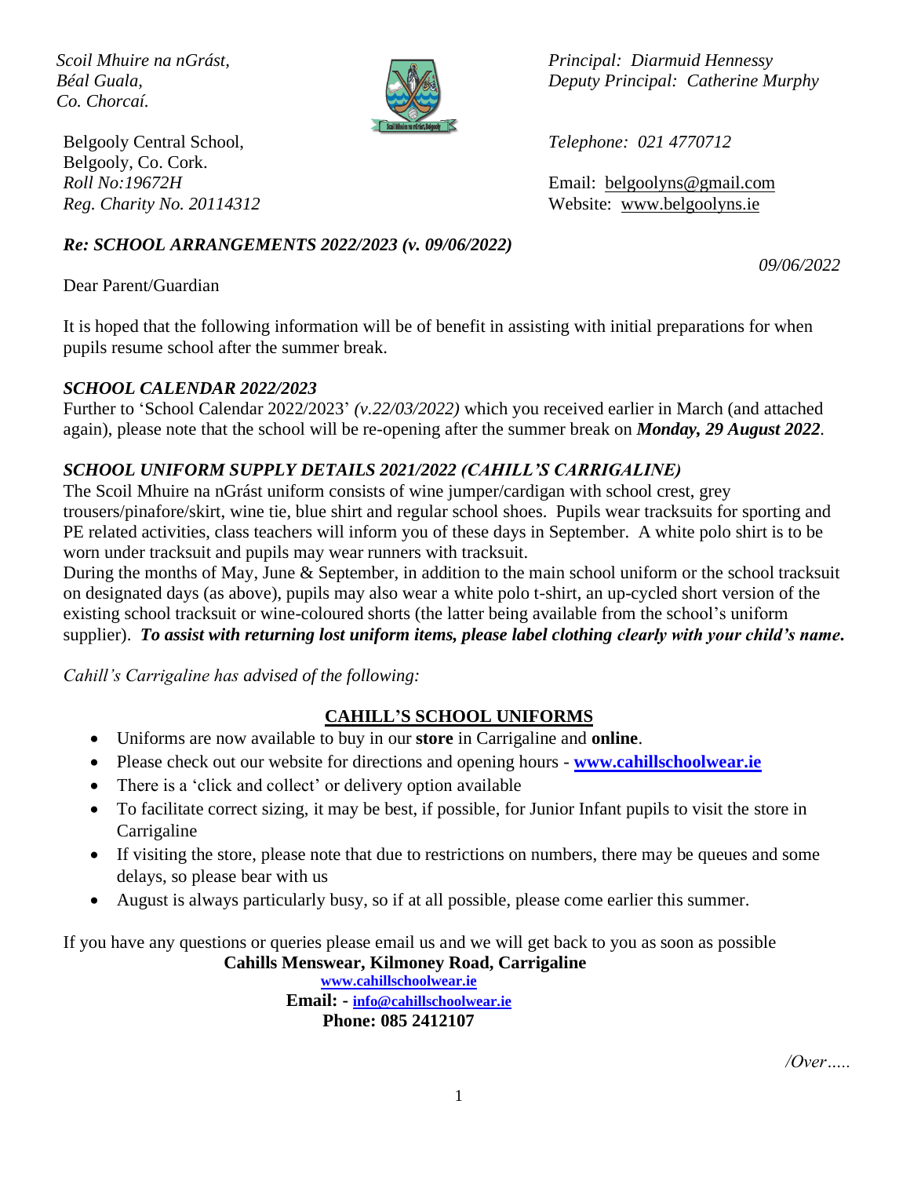*Scoil Mhuire na nGrást,*
*Béal Guala,*
*Co. Chorcaí.*

Belgooly Central School,
Belgooly, Co. Cork.
*Roll No:19672H*
*Reg. Charity No. 20114312*

*Principal: Diarmuid Hennessy*
*Deputy Principal: Catherine Murphy*

*Telephone: 021 4770712*

Email: belgoolyns@gmail.com
Website: www.belgoolyns.ie

***Re: SCHOOL ARRANGEMENTS 2022/2023 (v. 09/06/2022)***

*09/06/2022*

Dear Parent/Guardian

It is hoped that the following information will be of benefit in assisting with initial preparations for when pupils resume school after the summer break.

***SCHOOL CALENDAR 2022/2023***

Further to 'School Calendar 2022/2023' *(v.22/03/2022)* which you received earlier in March (and attached again), please note that the school will be re-opening after the summer break on ***Monday, 29 August 2022***.

***SCHOOL UNIFORM SUPPLY DETAILS 2021/2022 (CAHILL'S CARRIGALINE)***

The Scoil Mhuire na nGrást uniform consists of wine jumper/cardigan with school crest, grey trousers/pinafore/skirt, wine tie, blue shirt and regular school shoes. Pupils wear tracksuits for sporting and PE related activities, class teachers will inform you of these days in September. A white polo shirt is to be worn under tracksuit and pupils may wear runners with tracksuit.

During the months of May, June & September, in addition to the main school uniform or the school tracksuit on designated days (as above), pupils may also wear a white polo t-shirt, an up-cycled short version of the existing school tracksuit or wine-coloured shorts (the latter being available from the school's uniform supplier). ***To assist with returning lost uniform items, please label clothing clearly with your child's name.***

*Cahill's Carrigaline has advised of the following:*

**CAHILL'S SCHOOL UNIFORMS**

- Uniforms are now available to buy in our **store** in Carrigaline and **online**.
- Please check out our website for directions and opening hours - **www.cahillschoolwear.ie**
- There is a 'click and collect' or delivery option available
- To facilitate correct sizing, it may be best, if possible, for Junior Infant pupils to visit the store in Carrigaline
- If visiting the store, please note that due to restrictions on numbers, there may be queues and some delays, so please bear with us
- August is always particularly busy, so if at all possible, please come earlier this summer.

If you have any questions or queries please email us and we will get back to you as soon as possible

**Cahills Menswear, Kilmoney Road, Carrigaline**
**www.cahillschoolwear.ie**
**Email: - info@cahillschoolwear.ie**
**Phone: 085 2412107**

*/Over…..*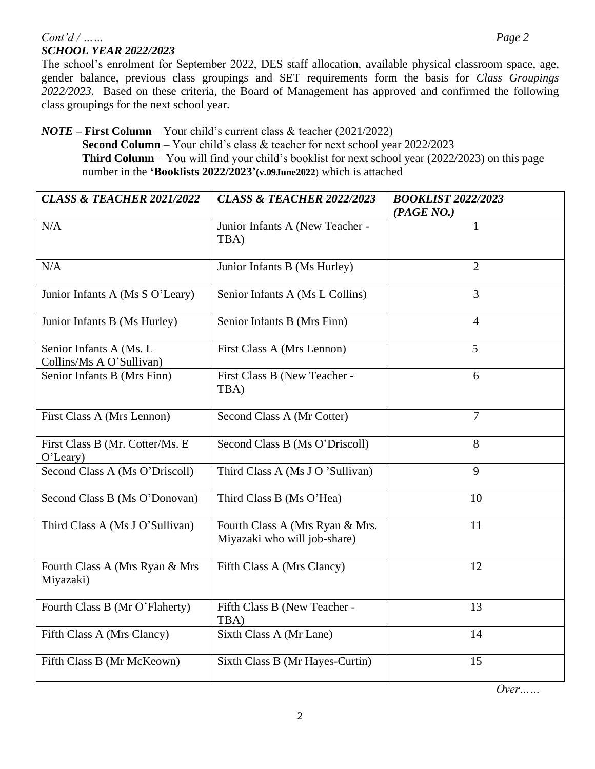*Cont'd / ……*

***SCHOOL YEAR 2022/2023***

The school's enrolment for September 2022, DES staff allocation, available physical classroom space, age, gender balance, previous class groupings and SET requirements form the basis for *Class Groupings 2022/2023.* Based on these criteria, the Board of Management has approved and confirmed the following class groupings for the next school year.

***NOTE* – First Column** – Your child's current class & teacher (2021/2022)
**Second Column** – Your child's class & teacher for next school year 2022/2023
**Third Column** – You will find your child's booklist for next school year (2022/2023) on this page number in the **'Booklists 2022/2023'(v.09June2022)** which is attached

| *CLASS & TEACHER 2021/2022* | *CLASS & TEACHER 2022/2023* | *BOOKLIST 2022/2023 (PAGE NO.)* |
|---|---|---|
| N/A | Junior Infants A (New Teacher - TBA) | 1 |
| N/A | Junior Infants B (Ms Hurley) | 2 |
| Junior Infants A (Ms S O'Leary) | Senior Infants A (Ms L Collins) | 3 |
| Junior Infants B (Ms Hurley) | Senior Infants B (Mrs Finn) | 4 |
| Senior Infants A (Ms. L Collins/Ms A O'Sullivan) | First Class A (Mrs Lennon) | 5 |
| Senior Infants B (Mrs Finn) | First Class B (New Teacher - TBA) | 6 |
| First Class A (Mrs Lennon) | Second Class A (Mr Cotter) | 7 |
| First Class B (Mr. Cotter/Ms. E O'Leary) | Second Class B (Ms O'Driscoll) | 8 |
| Second Class A (Ms O'Driscoll) | Third Class A (Ms J O 'Sullivan) | 9 |
| Second Class B (Ms O'Donovan) | Third Class B (Ms O'Hea) | 10 |
| Third Class A (Ms J O'Sullivan) | Fourth Class A (Mrs Ryan & Mrs. Miyazaki who will job-share) | 11 |
| Fourth Class A (Mrs Ryan & Mrs Miyazaki) | Fifth Class A (Mrs Clancy) | 12 |
| Fourth Class B (Mr O'Flaherty) | Fifth Class B (New Teacher - TBA) | 13 |
| Fifth Class A (Mrs Clancy) | Sixth Class A (Mr Lane) | 14 |
| Fifth Class B (Mr McKeown) | Sixth Class B (Mr Hayes-Curtin) | 15 |

*Over……*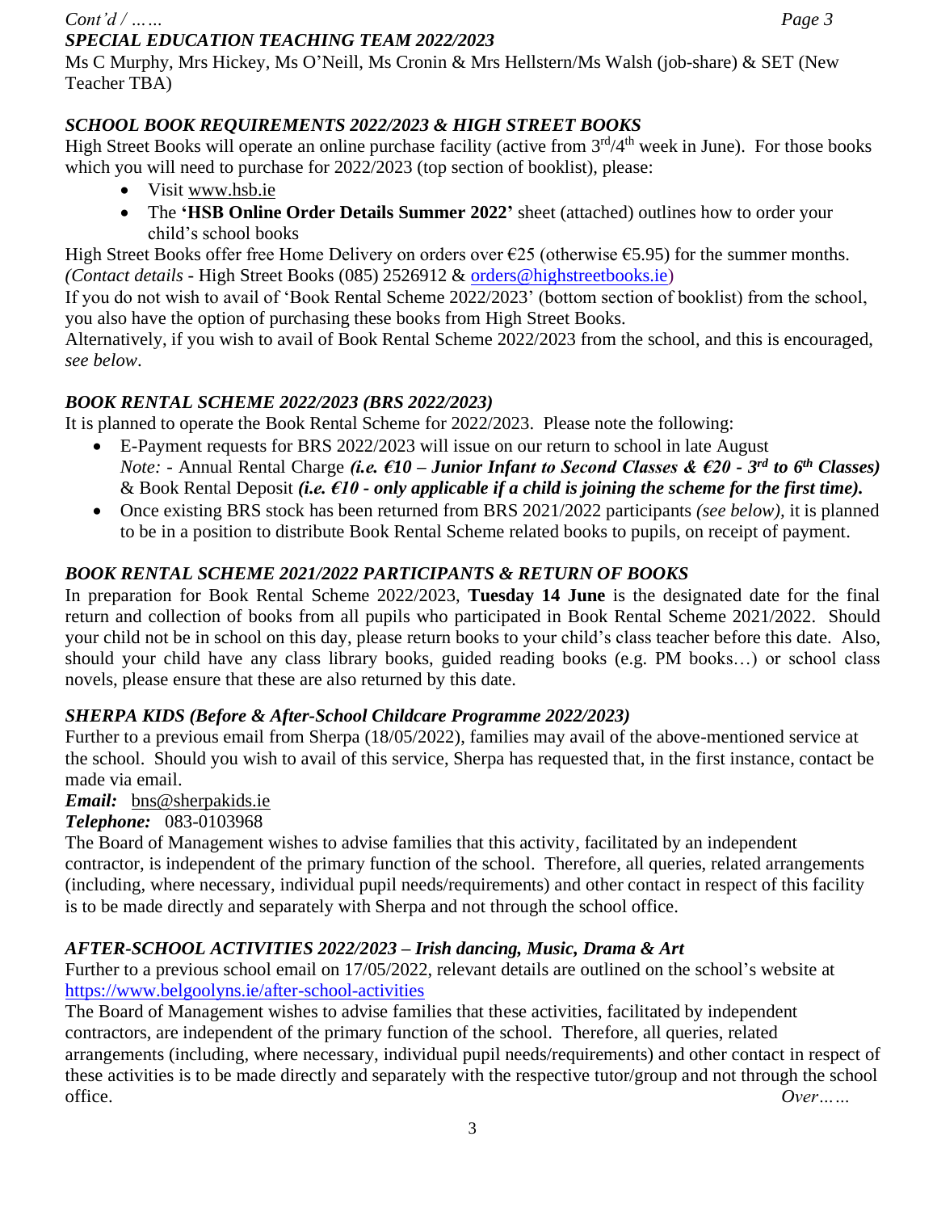*Cont'd / ……*

## *SPECIAL EDUCATION TEACHING TEAM 2022/2023*

Ms C Murphy, Mrs Hickey, Ms O'Neill, Ms Cronin & Mrs Hellstern/Ms Walsh (job-share) & SET (New Teacher TBA)

## *SCHOOL BOOK REQUIREMENTS 2022/2023 & HIGH STREET BOOKS*

High Street Books will operate an online purchase facility (active from 3rd/4th week in June). For those books which you will need to purchase for 2022/2023 (top section of booklist), please:

- Visit www.hsb.ie
- The **'HSB Online Order Details Summer 2022'** sheet (attached) outlines how to order your child's school books

High Street Books offer free Home Delivery on orders over €25 (otherwise €5.95) for the summer months. *(Contact details* - High Street Books (085) 2526912 & orders@highstreetbooks.ie)

If you do not wish to avail of 'Book Rental Scheme 2022/2023' (bottom section of booklist) from the school, you also have the option of purchasing these books from High Street Books.

Alternatively, if you wish to avail of Book Rental Scheme 2022/2023 from the school, and this is encouraged, *see below*.

## *BOOK RENTAL SCHEME 2022/2023 (BRS 2022/2023)*

It is planned to operate the Book Rental Scheme for 2022/2023. Please note the following:

- E-Payment requests for BRS 2022/2023 will issue on our return to school in late August
  *Note:* - Annual Rental Charge ***(i.e. €10 – Junior Infant to Second Classes & €20 - 3rd to 6th Classes)*** & Book Rental Deposit ***(i.e. €10 - only applicable if a child is joining the scheme for the first time).***
- Once existing BRS stock has been returned from BRS 2021/2022 participants *(see below)*, it is planned to be in a position to distribute Book Rental Scheme related books to pupils, on receipt of payment.

## *BOOK RENTAL SCHEME 2021/2022 PARTICIPANTS & RETURN OF BOOKS*

In preparation for Book Rental Scheme 2022/2023, **Tuesday 14 June** is the designated date for the final return and collection of books from all pupils who participated in Book Rental Scheme 2021/2022. Should your child not be in school on this day, please return books to your child's class teacher before this date. Also, should your child have any class library books, guided reading books (e.g. PM books…) or school class novels, please ensure that these are also returned by this date.

## *SHERPA KIDS (Before & After-School Childcare Programme 2022/2023)*

Further to a previous email from Sherpa (18/05/2022), families may avail of the above-mentioned service at the school. Should you wish to avail of this service, Sherpa has requested that, in the first instance, contact be made via email.

***Email:*** bns@sherpakids.ie

***Telephone:*** 083-0103968

The Board of Management wishes to advise families that this activity, facilitated by an independent contractor, is independent of the primary function of the school. Therefore, all queries, related arrangements (including, where necessary, individual pupil needs/requirements) and other contact in respect of this facility is to be made directly and separately with Sherpa and not through the school office.

## *AFTER-SCHOOL ACTIVITIES 2022/2023 – Irish dancing, Music, Drama & Art*

Further to a previous school email on 17/05/2022, relevant details are outlined on the school's website at https://www.belgoolyns.ie/after-school-activities

The Board of Management wishes to advise families that these activities, facilitated by independent contractors, are independent of the primary function of the school. Therefore, all queries, related arrangements (including, where necessary, individual pupil needs/requirements) and other contact in respect of these activities is to be made directly and separately with the respective tutor/group and not through the school office.

*Over……*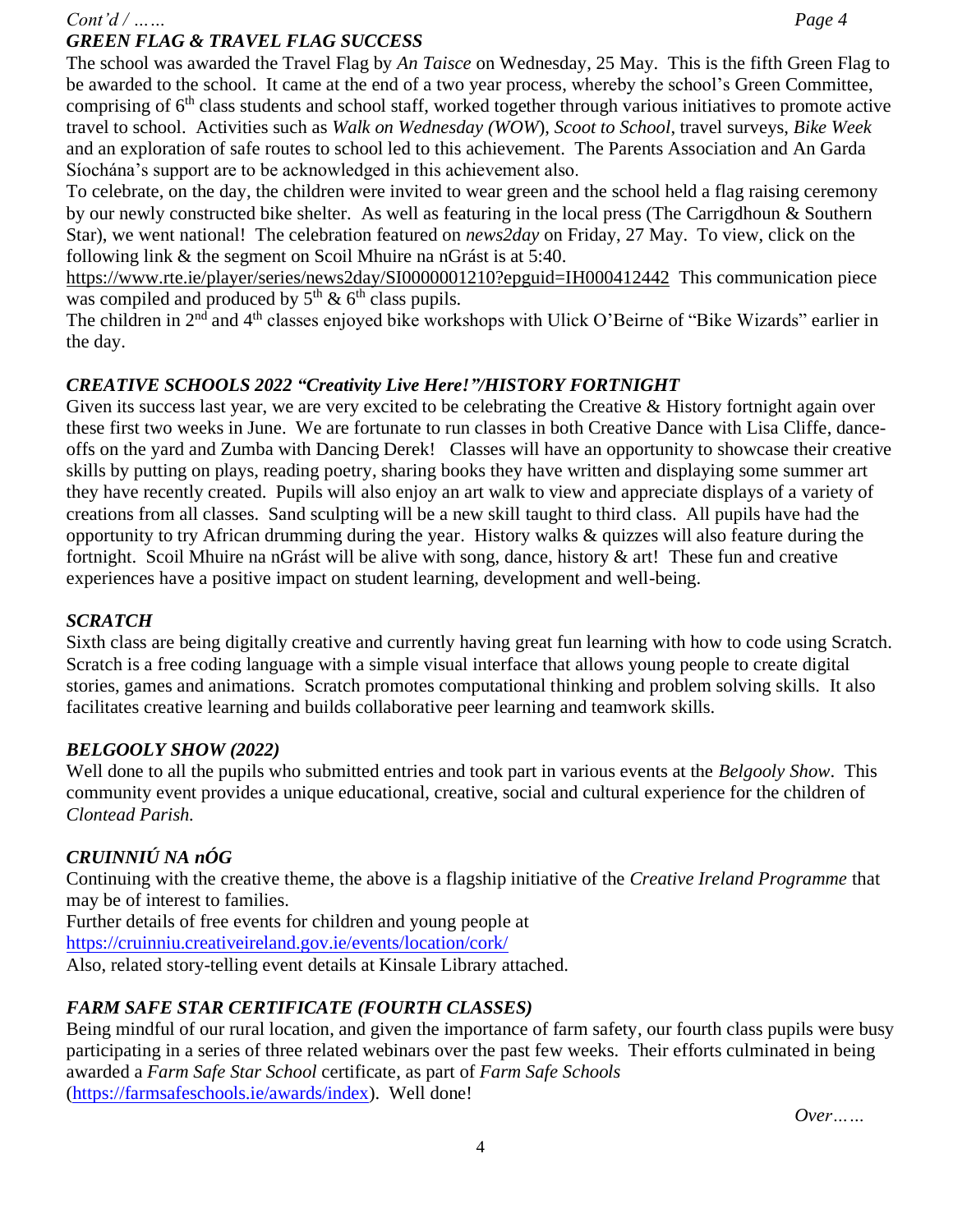*Cont'd / ……*

### *GREEN FLAG & TRAVEL FLAG SUCCESS*

The school was awarded the Travel Flag by *An Taisce* on Wednesday, 25 May. This is the fifth Green Flag to be awarded to the school. It came at the end of a two year process, whereby the school's Green Committee, comprising of 6th class students and school staff, worked together through various initiatives to promote active travel to school. Activities such as *Walk on Wednesday (WOW*), *Scoot to School*, travel surveys, *Bike Week* and an exploration of safe routes to school led to this achievement. The Parents Association and An Garda Síochána's support are to be acknowledged in this achievement also.

To celebrate, on the day, the children were invited to wear green and the school held a flag raising ceremony by our newly constructed bike shelter. As well as featuring in the local press (The Carrigdhoun & Southern Star), we went national! The celebration featured on *news2day* on Friday, 27 May. To view, click on the following link & the segment on Scoil Mhuire na nGrást is at 5:40.

https://www.rte.ie/player/series/news2day/SI0000001210?epguid=IH000412442 This communication piece was compiled and produced by 5th & 6th class pupils.

The children in 2nd and 4th classes enjoyed bike workshops with Ulick O'Beirne of "Bike Wizards" earlier in the day.

### *CREATIVE SCHOOLS 2022 "Creativity Live Here!"/HISTORY FORTNIGHT*

Given its success last year, we are very excited to be celebrating the Creative & History fortnight again over these first two weeks in June. We are fortunate to run classes in both Creative Dance with Lisa Cliffe, dance-offs on the yard and Zumba with Dancing Derek! Classes will have an opportunity to showcase their creative skills by putting on plays, reading poetry, sharing books they have written and displaying some summer art they have recently created. Pupils will also enjoy an art walk to view and appreciate displays of a variety of creations from all classes. Sand sculpting will be a new skill taught to third class. All pupils have had the opportunity to try African drumming during the year. History walks & quizzes will also feature during the fortnight. Scoil Mhuire na nGrást will be alive with song, dance, history & art! These fun and creative experiences have a positive impact on student learning, development and well-being.

### *SCRATCH*

Sixth class are being digitally creative and currently having great fun learning with how to code using Scratch. Scratch is a free coding language with a simple visual interface that allows young people to create digital stories, games and animations. Scratch promotes computational thinking and problem solving skills. It also facilitates creative learning and builds collaborative peer learning and teamwork skills.

### *BELGOOLY SHOW (2022)*

Well done to all the pupils who submitted entries and took part in various events at the *Belgooly Show*. This community event provides a unique educational, creative, social and cultural experience for the children of *Clontead Parish.*

### *CRUINNIÚ NA nÓG*

Continuing with the creative theme, the above is a flagship initiative of the *Creative Ireland Programme* that may be of interest to families.

Further details of free events for children and young people at
https://cruinniu.creativeireland.gov.ie/events/location/cork/
Also, related story-telling event details at Kinsale Library attached.

### *FARM SAFE STAR CERTIFICATE (FOURTH CLASSES)*

Being mindful of our rural location, and given the importance of farm safety, our fourth class pupils were busy participating in a series of three related webinars over the past few weeks. Their efforts culminated in being awarded a *Farm Safe Star School* certificate, as part of *Farm Safe Schools* (https://farmsafeschools.ie/awards/index). Well done!

*Over……*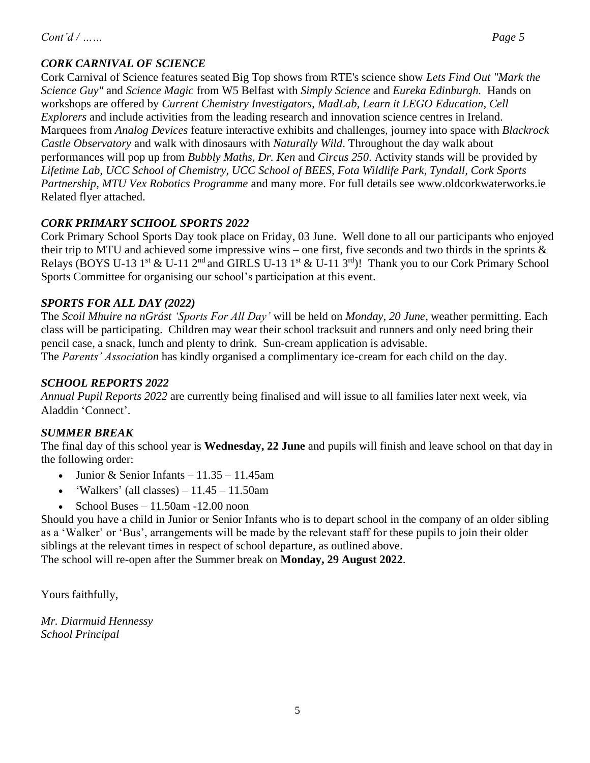*Cont'd / ……*

### *CORK CARNIVAL OF SCIENCE*

Cork Carnival of Science features seated Big Top shows from RTE's science show *Lets Find Out "Mark the Science Guy"* and *Science Magic* from W5 Belfast with *Simply Science* and *Eureka Edinburgh.* Hands on workshops are offered by *Current Chemistry Investigators, MadLab, Learn it LEGO Education, Cell Explorers* and include activities from the leading research and innovation science centres in Ireland. Marquees from *Analog Devices* feature interactive exhibits and challenges, journey into space with *Blackrock Castle Observatory* and walk with dinosaurs with *Naturally Wild*. Throughout the day walk about performances will pop up from *Bubbly Maths, Dr. Ken* and *Circus 250*. Activity stands will be provided by *Lifetime Lab, UCC School of Chemistry, UCC School of BEES, Fota Wildlife Park, Tyndall, Cork Sports Partnership, MTU Vex Robotics Programme* and many more. For full details see www.oldcorkwaterworks.ie Related flyer attached.

### *CORK PRIMARY SCHOOL SPORTS 2022*

Cork Primary School Sports Day took place on Friday, 03 June. Well done to all our participants who enjoyed their trip to MTU and achieved some impressive wins – one first, five seconds and two thirds in the sprints & Relays (BOYS U-13 1st & U-11 2nd and GIRLS U-13 1st & U-11 3rd)! Thank you to our Cork Primary School Sports Committee for organising our school's participation at this event.

### *SPORTS FOR ALL DAY (2022)*

The *Scoil Mhuire na nGrást 'Sports For All Day'* will be held on *Monday, 20 June*, weather permitting. Each class will be participating. Children may wear their school tracksuit and runners and only need bring their pencil case, a snack, lunch and plenty to drink. Sun-cream application is advisable.
The *Parents' Association* has kindly organised a complimentary ice-cream for each child on the day.

### *SCHOOL REPORTS 2022*

*Annual Pupil Reports 2022* are currently being finalised and will issue to all families later next week, via Aladdin 'Connect'.

### *SUMMER BREAK*

The final day of this school year is **Wednesday, 22 June** and pupils will finish and leave school on that day in the following order:

- Junior & Senior Infants – 11.35 – 11.45am
- 'Walkers' (all classes) – 11.45 – 11.50am
- School Buses – 11.50am -12.00 noon

Should you have a child in Junior or Senior Infants who is to depart school in the company of an older sibling as a 'Walker' or 'Bus', arrangements will be made by the relevant staff for these pupils to join their older siblings at the relevant times in respect of school departure, as outlined above.
The school will re-open after the Summer break on **Monday, 29 August 2022**.

Yours faithfully,

*Mr. Diarmuid Hennessy*
*School Principal*